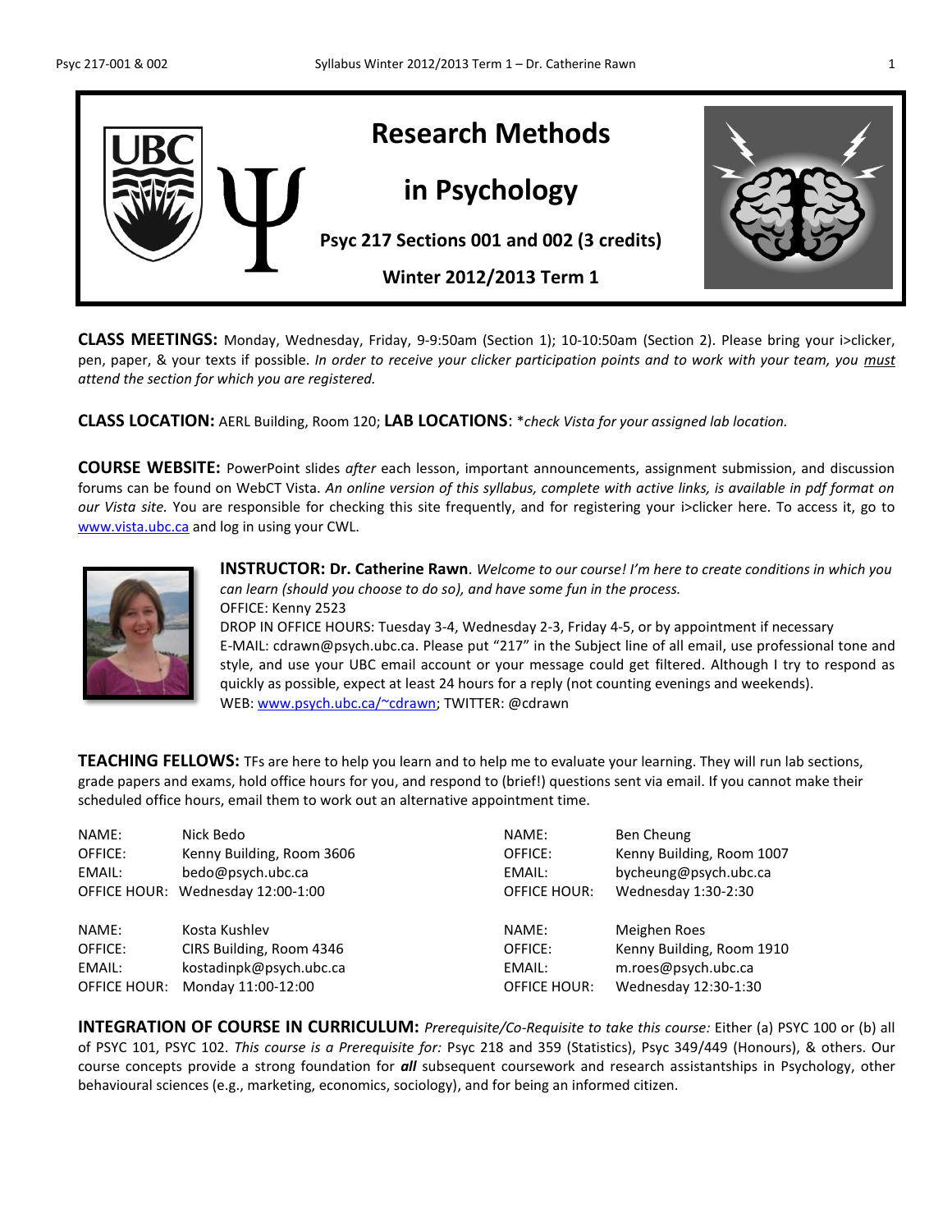# Research Methods in Psychology

## Psyc 217 Sections 001 and 002 (3 credits)

## Winter 2012/2013 Term 1

**CLASS MEETINGS:** Monday, Wednesday, Friday, 9-9:50am (Section 1); 10-10:50am (Section 2). Please bring your i>clicker, pen, paper, & your texts if possible. *In order to receive your clicker participation points and to work with your team, you must attend the section for which you are registered.*

**CLASS LOCATION:** AERL Building, Room 120; **LAB LOCATIONS**: *\*check Vista for your assigned lab location.*

**COURSE WEBSITE:** PowerPoint slides *after* each lesson, important announcements, assignment submission, and discussion forums can be found on WebCT Vista. *An online version of this syllabus, complete with active links, is available in pdf format on our Vista site.* You are responsible for checking this site frequently, and for registering your i>clicker here. To access it, go to www.vista.ubc.ca and log in using your CWL.

**INSTRUCTOR: Dr. Catherine Rawn**. *Welcome to our course! I'm here to create conditions in which you can learn (should you choose to do so), and have some fun in the process.*
OFFICE: Kenny 2523
DROP IN OFFICE HOURS: Tuesday 3-4, Wednesday 2-3, Friday 4-5, or by appointment if necessary
E-MAIL: cdrawn@psych.ubc.ca. Please put "217" in the Subject line of all email, use professional tone and style, and use your UBC email account or your message could get filtered. Although I try to respond as quickly as possible, expect at least 24 hours for a reply (not counting evenings and weekends).
WEB: www.psych.ubc.ca/~cdrawn; TWITTER: @cdrawn

**TEACHING FELLOWS:** TFs are here to help you learn and to help me to evaluate your learning. They will run lab sections, grade papers and exams, hold office hours for you, and respond to (brief!) questions sent via email. If you cannot make their scheduled office hours, email them to work out an alternative appointment time.

| | | | |
|---|---|---|---|
| NAME: | Nick Bedo | NAME: | Ben Cheung |
| OFFICE: | Kenny Building, Room 3606 | OFFICE: | Kenny Building, Room 1007 |
| EMAIL: | bedo@psych.ubc.ca | EMAIL: | bycheung@psych.ubc.ca |
| OFFICE HOUR: | Wednesday 12:00-1:00 | OFFICE HOUR: | Wednesday 1:30-2:30 |
| NAME: | Kosta Kushlev | NAME: | Meighen Roes |
| OFFICE: | CIRS Building, Room 4346 | OFFICE: | Kenny Building, Room 1910 |
| EMAIL: | kostadinpk@psych.ubc.ca | EMAIL: | m.roes@psych.ubc.ca |
| OFFICE HOUR: | Monday 11:00-12:00 | OFFICE HOUR: | Wednesday 12:30-1:30 |

**INTEGRATION OF COURSE IN CURRICULUM:** *Prerequisite/Co-Requisite to take this course:* Either (a) PSYC 100 or (b) all of PSYC 101, PSYC 102. *This course is a Prerequisite for:* Psyc 218 and 359 (Statistics), Psyc 349/449 (Honours), & others. Our course concepts provide a strong foundation for ***all*** subsequent coursework and research assistantships in Psychology, other behavioural sciences (e.g., marketing, economics, sociology), and for being an informed citizen.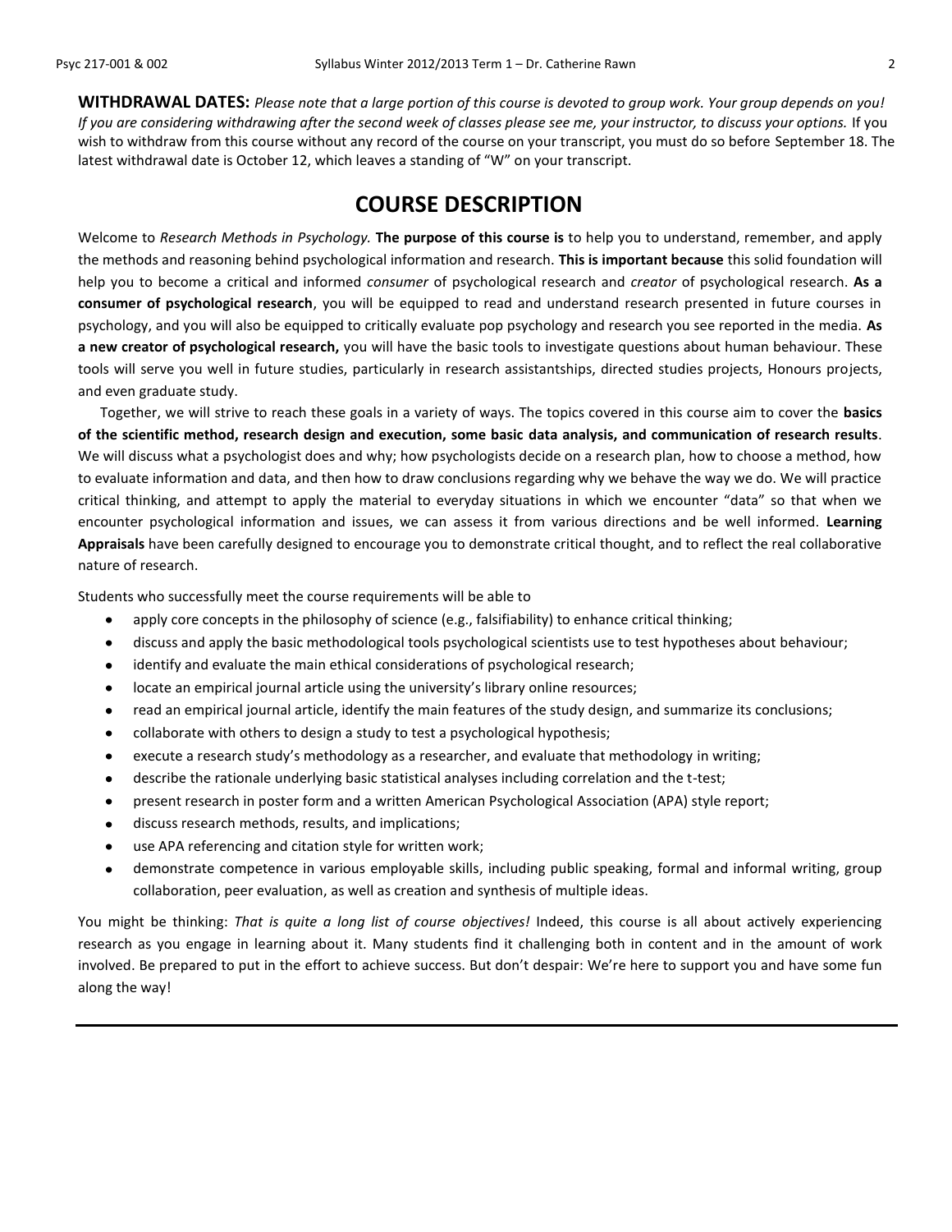**WITHDRAWAL DATES:** *Please note that a large portion of this course is devoted to group work. Your group depends on you! If you are considering withdrawing after the second week of classes please see me, your instructor, to discuss your options.* If you wish to withdraw from this course without any record of the course on your transcript, you must do so before September 18. The latest withdrawal date is October 12, which leaves a standing of "W" on your transcript.

# COURSE DESCRIPTION

Welcome to *Research Methods in Psychology.* **The purpose of this course is** to help you to understand, remember, and apply the methods and reasoning behind psychological information and research. **This is important because** this solid foundation will help you to become a critical and informed *consumer* of psychological research and *creator* of psychological research. **As a consumer of psychological research**, you will be equipped to read and understand research presented in future courses in psychology, and you will also be equipped to critically evaluate pop psychology and research you see reported in the media. **As a new creator of psychological research,** you will have the basic tools to investigate questions about human behaviour. These tools will serve you well in future studies, particularly in research assistantships, directed studies projects, Honours projects, and even graduate study.

Together, we will strive to reach these goals in a variety of ways. The topics covered in this course aim to cover the **basics of the scientific method, research design and execution, some basic data analysis, and communication of research results**. We will discuss what a psychologist does and why; how psychologists decide on a research plan, how to choose a method, how to evaluate information and data, and then how to draw conclusions regarding why we behave the way we do. We will practice critical thinking, and attempt to apply the material to everyday situations in which we encounter "data" so that when we encounter psychological information and issues, we can assess it from various directions and be well informed. **Learning Appraisals** have been carefully designed to encourage you to demonstrate critical thought, and to reflect the real collaborative nature of research.

Students who successfully meet the course requirements will be able to

- apply core concepts in the philosophy of science (e.g., falsifiability) to enhance critical thinking;
- discuss and apply the basic methodological tools psychological scientists use to test hypotheses about behaviour;
- identify and evaluate the main ethical considerations of psychological research;
- locate an empirical journal article using the university's library online resources;
- read an empirical journal article, identify the main features of the study design, and summarize its conclusions;
- collaborate with others to design a study to test a psychological hypothesis;
- execute a research study's methodology as a researcher, and evaluate that methodology in writing;
- describe the rationale underlying basic statistical analyses including correlation and the t-test;
- present research in poster form and a written American Psychological Association (APA) style report;
- discuss research methods, results, and implications;
- use APA referencing and citation style for written work;
- demonstrate competence in various employable skills, including public speaking, formal and informal writing, group collaboration, peer evaluation, as well as creation and synthesis of multiple ideas.

You might be thinking: *That is quite a long list of course objectives!* Indeed, this course is all about actively experiencing research as you engage in learning about it. Many students find it challenging both in content and in the amount of work involved. Be prepared to put in the effort to achieve success. But don't despair: We're here to support you and have some fun along the way!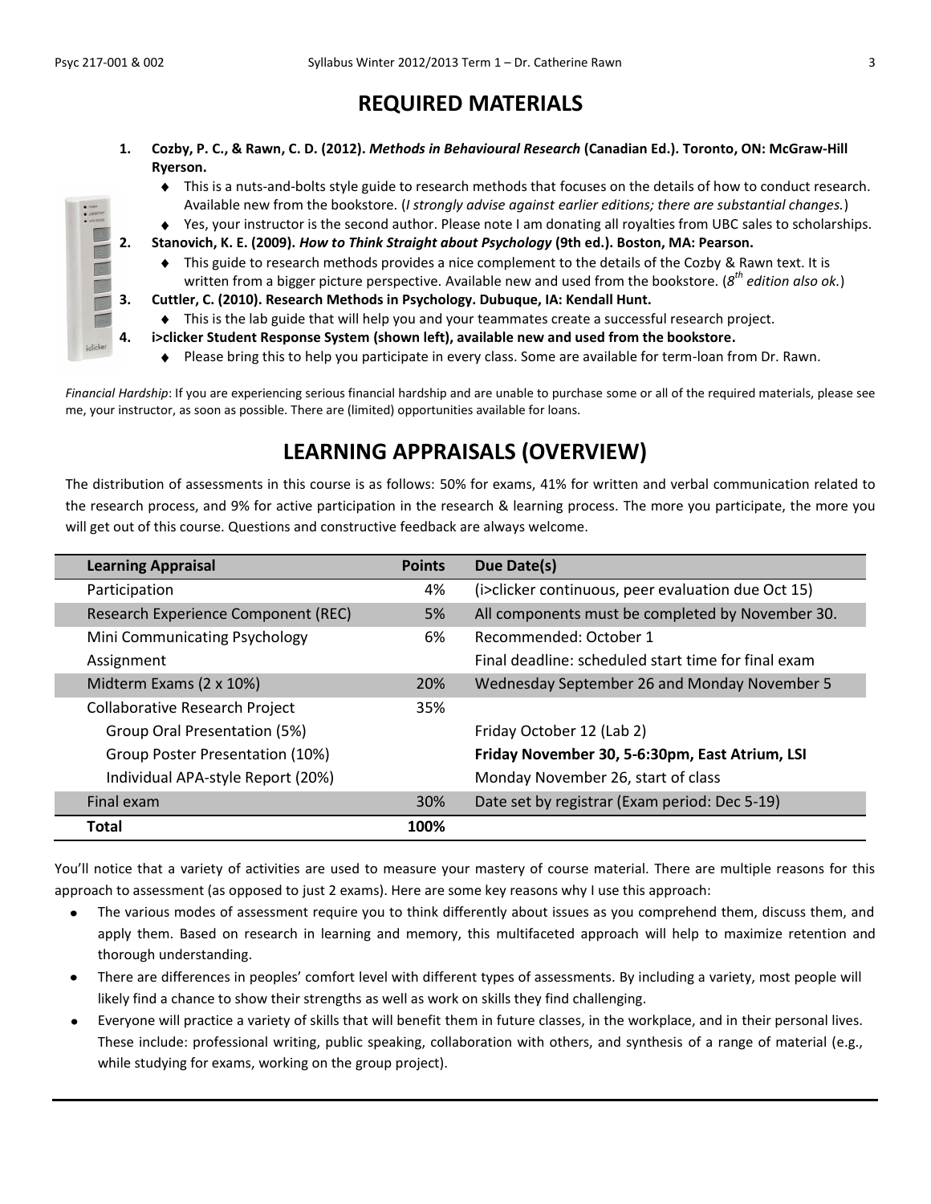## REQUIRED MATERIALS

1. **Cozby, P. C., & Rawn, C. D. (2012).** ***Methods in Behavioural Research*** **(Canadian Ed.). Toronto, ON: McGraw-Hill Ryerson.**
   - This is a nuts-and-bolts style guide to research methods that focuses on the details of how to conduct research. Available new from the bookstore. (*I strongly advise against earlier editions; there are substantial changes.*)
   - Yes, your instructor is the second author. Please note I am donating all royalties from UBC sales to scholarships.
2. **Stanovich, K. E. (2009).** ***How to Think Straight about Psychology*** **(9th ed.). Boston, MA: Pearson.**
   - This guide to research methods provides a nice complement to the details of the Cozby & Rawn text. It is written from a bigger picture perspective. Available new and used from the bookstore. (*8th edition also ok.*)
3. **Cuttler, C. (2010). Research Methods in Psychology. Dubuque, IA: Kendall Hunt.**
   - This is the lab guide that will help you and your teammates create a successful research project.
4. **i>clicker Student Response System (shown left), available new and used from the bookstore.**
   - Please bring this to help you participate in every class. Some are available for term-loan from Dr. Rawn.

*Financial Hardship*: If you are experiencing serious financial hardship and are unable to purchase some or all of the required materials, please see me, your instructor, as soon as possible. There are (limited) opportunities available for loans.

## LEARNING APPRAISALS (OVERVIEW)

The distribution of assessments in this course is as follows: 50% for exams, 41% for written and verbal communication related to the research process, and 9% for active participation in the research & learning process. The more you participate, the more you will get out of this course. Questions and constructive feedback are always welcome.

| Learning Appraisal | Points | Due Date(s) |
|---|---|---|
| Participation | 4% | (i>clicker continuous, peer evaluation due Oct 15) |
| Research Experience Component (REC) | 5% | All components must be completed by November 30. |
| Mini Communicating Psychology Assignment | 6% | Recommended: October 1<br>Final deadline: scheduled start time for final exam |
| Midterm Exams (2 x 10%) | 20% | Wednesday September 26 and Monday November 5 |
| Collaborative Research Project | 35% | |
| Group Oral Presentation (5%) | | Friday October 12 (Lab 2) |
| Group Poster Presentation (10%) | | **Friday November 30, 5-6:30pm, East Atrium, LSI** |
| Individual APA-style Report (20%) | | Monday November 26, start of class |
| Final exam | 30% | Date set by registrar (Exam period: Dec 5-19) |
| **Total** | **100%** | |

You'll notice that a variety of activities are used to measure your mastery of course material. There are multiple reasons for this approach to assessment (as opposed to just 2 exams). Here are some key reasons why I use this approach:

- The various modes of assessment require you to think differently about issues as you comprehend them, discuss them, and apply them. Based on research in learning and memory, this multifaceted approach will help to maximize retention and thorough understanding.
- There are differences in peoples' comfort level with different types of assessments. By including a variety, most people will likely find a chance to show their strengths as well as work on skills they find challenging.
- Everyone will practice a variety of skills that will benefit them in future classes, in the workplace, and in their personal lives. These include: professional writing, public speaking, collaboration with others, and synthesis of a range of material (e.g., while studying for exams, working on the group project).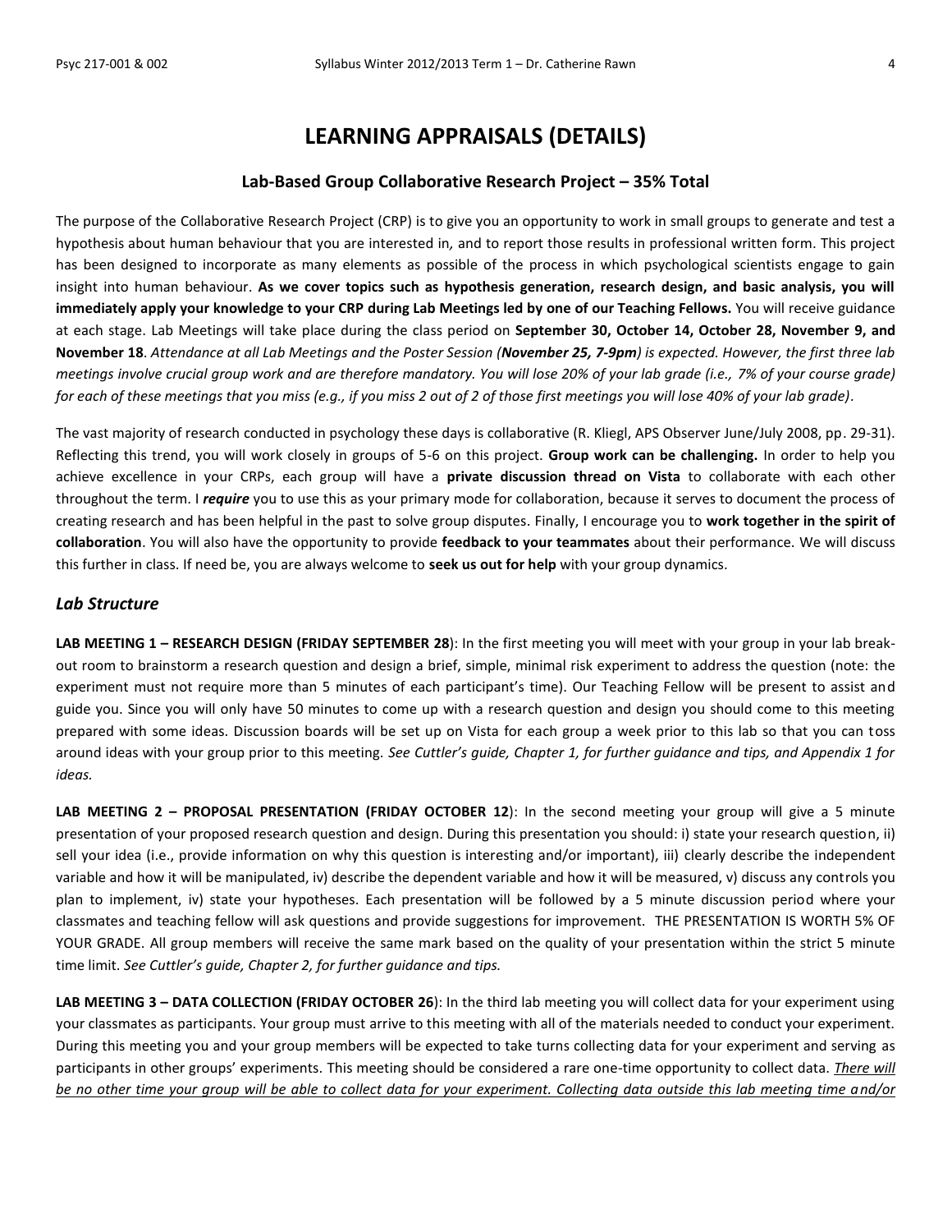# LEARNING APPRAISALS (DETAILS)

## Lab-Based Group Collaborative Research Project – 35% Total

The purpose of the Collaborative Research Project (CRP) is to give you an opportunity to work in small groups to generate and test a hypothesis about human behaviour that you are interested in, and to report those results in professional written form. This project has been designed to incorporate as many elements as possible of the process in which psychological scientists engage to gain insight into human behaviour. **As we cover topics such as hypothesis generation, research design, and basic analysis, you will immediately apply your knowledge to your CRP during Lab Meetings led by one of our Teaching Fellows.** You will receive guidance at each stage. Lab Meetings will take place during the class period on **September 30, October 14, October 28, November 9, and November 18**. *Attendance at all Lab Meetings and the Poster Session (**November 25, 7-9pm**) is expected. However, the first three lab meetings involve crucial group work and are therefore mandatory. You will lose 20% of your lab grade (i.e., 7% of your course grade) for each of these meetings that you miss (e.g., if you miss 2 out of 2 of those first meetings you will lose 40% of your lab grade).*

The vast majority of research conducted in psychology these days is collaborative (R. Kliegl, APS Observer June/July 2008, pp. 29-31). Reflecting this trend, you will work closely in groups of 5-6 on this project. **Group work can be challenging.** In order to help you achieve excellence in your CRPs, each group will have a **private discussion thread on Vista** to collaborate with each other throughout the term. I ***require*** you to use this as your primary mode for collaboration, because it serves to document the process of creating research and has been helpful in the past to solve group disputes. Finally, I encourage you to **work together in the spirit of collaboration**. You will also have the opportunity to provide **feedback to your teammates** about their performance. We will discuss this further in class. If need be, you are always welcome to **seek us out for help** with your group dynamics.

### *Lab Structure*

**LAB MEETING 1 – RESEARCH DESIGN (FRIDAY SEPTEMBER 28)**: In the first meeting you will meet with your group in your lab break-out room to brainstorm a research question and design a brief, simple, minimal risk experiment to address the question (note: the experiment must not require more than 5 minutes of each participant's time). Our Teaching Fellow will be present to assist and guide you. Since you will only have 50 minutes to come up with a research question and design you should come to this meeting prepared with some ideas. Discussion boards will be set up on Vista for each group a week prior to this lab so that you can toss around ideas with your group prior to this meeting. *See Cuttler's guide, Chapter 1, for further guidance and tips, and Appendix 1 for ideas.*

**LAB MEETING 2 – PROPOSAL PRESENTATION (FRIDAY OCTOBER 12)**: In the second meeting your group will give a 5 minute presentation of your proposed research question and design. During this presentation you should: i) state your research question, ii) sell your idea (i.e., provide information on why this question is interesting and/or important), iii) clearly describe the independent variable and how it will be manipulated, iv) describe the dependent variable and how it will be measured, v) discuss any controls you plan to implement, iv) state your hypotheses. Each presentation will be followed by a 5 minute discussion period where your classmates and teaching fellow will ask questions and provide suggestions for improvement. THE PRESENTATION IS WORTH 5% OF YOUR GRADE. All group members will receive the same mark based on the quality of your presentation within the strict 5 minute time limit. *See Cuttler's guide, Chapter 2, for further guidance and tips.*

**LAB MEETING 3 – DATA COLLECTION (FRIDAY OCTOBER 26)**: In the third lab meeting you will collect data for your experiment using your classmates as participants. Your group must arrive to this meeting with all of the materials needed to conduct your experiment. During this meeting you and your group members will be expected to take turns collecting data for your experiment and serving as participants in other groups' experiments. This meeting should be considered a rare one-time opportunity to collect data. <u>*There will be no other time your group will be able to collect data for your experiment. Collecting data outside this lab meeting time and/or*</u>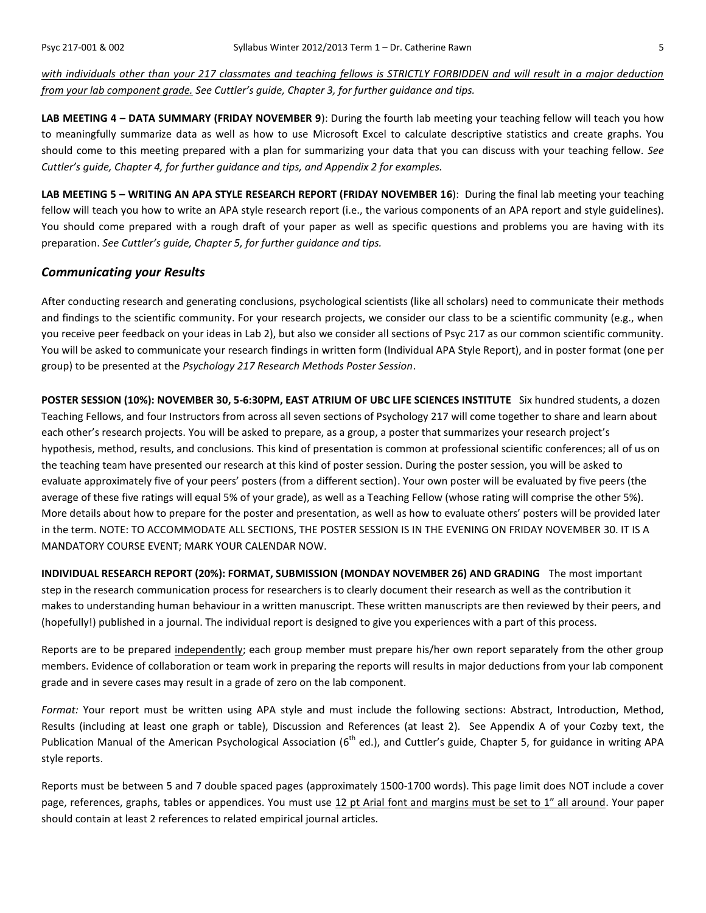*<u>with individuals other than your 217 classmates and teaching fellows is STRICTLY FORBIDDEN and will result in a major deduction from your lab component grade.</u> See Cuttler's guide, Chapter 3, for further guidance and tips.*

**LAB MEETING 4 – DATA SUMMARY (FRIDAY NOVEMBER 9)**: During the fourth lab meeting your teaching fellow will teach you how to meaningfully summarize data as well as how to use Microsoft Excel to calculate descriptive statistics and create graphs. You should come to this meeting prepared with a plan for summarizing your data that you can discuss with your teaching fellow. *See Cuttler's guide, Chapter 4, for further guidance and tips, and Appendix 2 for examples.*

**LAB MEETING 5 – WRITING AN APA STYLE RESEARCH REPORT (FRIDAY NOVEMBER 16)**: During the final lab meeting your teaching fellow will teach you how to write an APA style research report (i.e., the various components of an APA report and style guidelines). You should come prepared with a rough draft of your paper as well as specific questions and problems you are having with its preparation. *See Cuttler's guide, Chapter 5, for further guidance and tips.*

## *Communicating your Results*

After conducting research and generating conclusions, psychological scientists (like all scholars) need to communicate their methods and findings to the scientific community. For your research projects, we consider our class to be a scientific community (e.g., when you receive peer feedback on your ideas in Lab 2), but also we consider all sections of Psyc 217 as our common scientific community. You will be asked to communicate your research findings in written form (Individual APA Style Report), and in poster format (one per group) to be presented at the *Psychology 217 Research Methods Poster Session*.

**POSTER SESSION (10%): NOVEMBER 30, 5-6:30PM, EAST ATRIUM OF UBC LIFE SCIENCES INSTITUTE** Six hundred students, a dozen Teaching Fellows, and four Instructors from across all seven sections of Psychology 217 will come together to share and learn about each other's research projects. You will be asked to prepare, as a group, a poster that summarizes your research project's hypothesis, method, results, and conclusions. This kind of presentation is common at professional scientific conferences; all of us on the teaching team have presented our research at this kind of poster session. During the poster session, you will be asked to evaluate approximately five of your peers' posters (from a different section). Your own poster will be evaluated by five peers (the average of these five ratings will equal 5% of your grade), as well as a Teaching Fellow (whose rating will comprise the other 5%). More details about how to prepare for the poster and presentation, as well as how to evaluate others' posters will be provided later in the term. NOTE: TO ACCOMMODATE ALL SECTIONS, THE POSTER SESSION IS IN THE EVENING ON FRIDAY NOVEMBER 30. IT IS A MANDATORY COURSE EVENT; MARK YOUR CALENDAR NOW.

**INDIVIDUAL RESEARCH REPORT (20%): FORMAT, SUBMISSION (MONDAY NOVEMBER 26) AND GRADING** The most important step in the research communication process for researchers is to clearly document their research as well as the contribution it makes to understanding human behaviour in a written manuscript. These written manuscripts are then reviewed by their peers, and (hopefully!) published in a journal. The individual report is designed to give you experiences with a part of this process.

Reports are to be prepared <u>independently</u>; each group member must prepare his/her own report separately from the other group members. Evidence of collaboration or team work in preparing the reports will results in major deductions from your lab component grade and in severe cases may result in a grade of zero on the lab component.

*Format:* Your report must be written using APA style and must include the following sections: Abstract, Introduction, Method, Results (including at least one graph or table), Discussion and References (at least 2). See Appendix A of your Cozby text, the Publication Manual of the American Psychological Association (6th ed.), and Cuttler's guide, Chapter 5, for guidance in writing APA style reports.

Reports must be between 5 and 7 double spaced pages (approximately 1500-1700 words). This page limit does NOT include a cover page, references, graphs, tables or appendices. You must use <u>12 pt Arial font and margins must be set to 1" all around</u>. Your paper should contain at least 2 references to related empirical journal articles.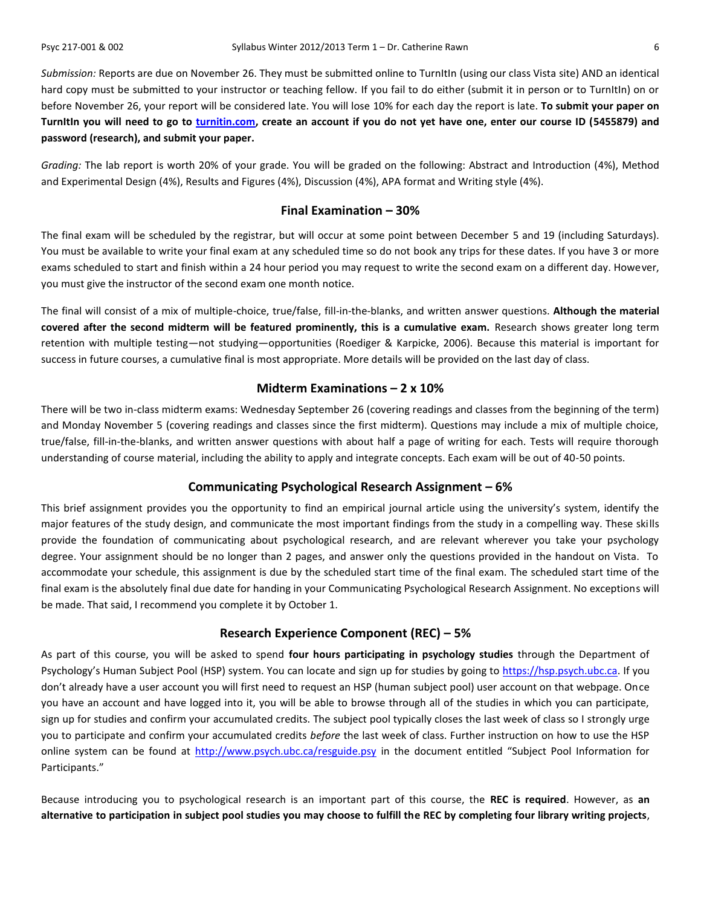*Submission:* Reports are due on November 26. They must be submitted online to TurnItIn (using our class Vista site) AND an identical hard copy must be submitted to your instructor or teaching fellow. If you fail to do either (submit it in person or to TurnItIn) on or before November 26, your report will be considered late. You will lose 10% for each day the report is late. **To submit your paper on TurnItIn you will need to go to [turnitin.com](turnitin.com), create an account if you do not yet have one, enter our course ID (5455879) and password (research), and submit your paper.**

*Grading:* The lab report is worth 20% of your grade. You will be graded on the following: Abstract and Introduction (4%), Method and Experimental Design (4%), Results and Figures (4%), Discussion (4%), APA format and Writing style (4%).

## Final Examination – 30%

The final exam will be scheduled by the registrar, but will occur at some point between December 5 and 19 (including Saturdays). You must be available to write your final exam at any scheduled time so do not book any trips for these dates. If you have 3 or more exams scheduled to start and finish within a 24 hour period you may request to write the second exam on a different day. However, you must give the instructor of the second exam one month notice.

The final will consist of a mix of multiple-choice, true/false, fill-in-the-blanks, and written answer questions. **Although the material covered after the second midterm will be featured prominently, this is a cumulative exam.** Research shows greater long term retention with multiple testing—not studying—opportunities (Roediger & Karpicke, 2006). Because this material is important for success in future courses, a cumulative final is most appropriate. More details will be provided on the last day of class.

## Midterm Examinations – 2 x 10%

There will be two in-class midterm exams: Wednesday September 26 (covering readings and classes from the beginning of the term) and Monday November 5 (covering readings and classes since the first midterm). Questions may include a mix of multiple choice, true/false, fill-in-the-blanks, and written answer questions with about half a page of writing for each. Tests will require thorough understanding of course material, including the ability to apply and integrate concepts. Each exam will be out of 40-50 points.

## Communicating Psychological Research Assignment – 6%

This brief assignment provides you the opportunity to find an empirical journal article using the university's system, identify the major features of the study design, and communicate the most important findings from the study in a compelling way. These skills provide the foundation of communicating about psychological research, and are relevant wherever you take your psychology degree. Your assignment should be no longer than 2 pages, and answer only the questions provided in the handout on Vista. To accommodate your schedule, this assignment is due by the scheduled start time of the final exam. The scheduled start time of the final exam is the absolutely final due date for handing in your Communicating Psychological Research Assignment. No exceptions will be made. That said, I recommend you complete it by October 1.

## Research Experience Component (REC) – 5%

As part of this course, you will be asked to spend **four hours participating in psychology studies** through the Department of Psychology's Human Subject Pool (HSP) system. You can locate and sign up for studies by going to [https://hsp.psych.ubc.ca](https://hsp.psych.ubc.ca). If you don't already have a user account you will first need to request an HSP (human subject pool) user account on that webpage. Once you have an account and have logged into it, you will be able to browse through all of the studies in which you can participate, sign up for studies and confirm your accumulated credits. The subject pool typically closes the last week of class so I strongly urge you to participate and confirm your accumulated credits *before* the last week of class. Further instruction on how to use the HSP online system can be found at [http://www.psych.ubc.ca/resguide.psy](http://www.psych.ubc.ca/resguide.psy) in the document entitled "Subject Pool Information for Participants."

Because introducing you to psychological research is an important part of this course, the **REC is required**. However, as **an alternative to participation in subject pool studies you may choose to fulfill the REC by completing four library writing projects**,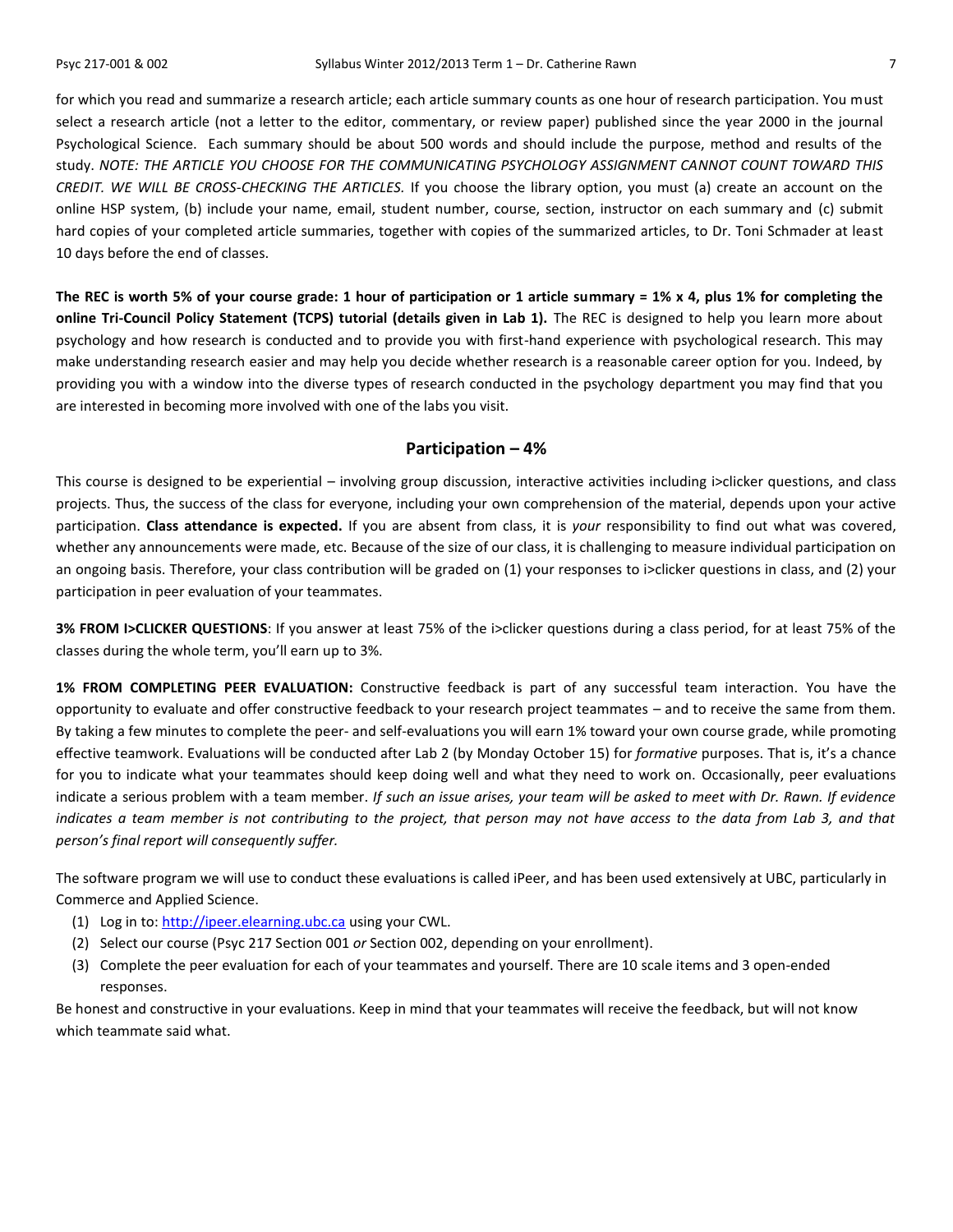for which you read and summarize a research article; each article summary counts as one hour of research participation. You must select a research article (not a letter to the editor, commentary, or review paper) published since the year 2000 in the journal Psychological Science. Each summary should be about 500 words and should include the purpose, method and results of the study. *NOTE: THE ARTICLE YOU CHOOSE FOR THE COMMUNICATING PSYCHOLOGY ASSIGNMENT CANNOT COUNT TOWARD THIS CREDIT. WE WILL BE CROSS-CHECKING THE ARTICLES.* If you choose the library option, you must (a) create an account on the online HSP system, (b) include your name, email, student number, course, section, instructor on each summary and (c) submit hard copies of your completed article summaries, together with copies of the summarized articles, to Dr. Toni Schmader at least 10 days before the end of classes.

**The REC is worth 5% of your course grade: 1 hour of participation or 1 article summary = 1% x 4, plus 1% for completing the online Tri-Council Policy Statement (TCPS) tutorial (details given in Lab 1).** The REC is designed to help you learn more about psychology and how research is conducted and to provide you with first-hand experience with psychological research. This may make understanding research easier and may help you decide whether research is a reasonable career option for you. Indeed, by providing you with a window into the diverse types of research conducted in the psychology department you may find that you are interested in becoming more involved with one of the labs you visit.

## Participation – 4%

This course is designed to be experiential – involving group discussion, interactive activities including i>clicker questions, and class projects. Thus, the success of the class for everyone, including your own comprehension of the material, depends upon your active participation. **Class attendance is expected.** If you are absent from class, it is *your* responsibility to find out what was covered, whether any announcements were made, etc. Because of the size of our class, it is challenging to measure individual participation on an ongoing basis. Therefore, your class contribution will be graded on (1) your responses to i>clicker questions in class, and (2) your participation in peer evaluation of your teammates.

**3% FROM I>CLICKER QUESTIONS**: If you answer at least 75% of the i>clicker questions during a class period, for at least 75% of the classes during the whole term, you'll earn up to 3%.

**1% FROM COMPLETING PEER EVALUATION:** Constructive feedback is part of any successful team interaction. You have the opportunity to evaluate and offer constructive feedback to your research project teammates – and to receive the same from them. By taking a few minutes to complete the peer- and self-evaluations you will earn 1% toward your own course grade, while promoting effective teamwork. Evaluations will be conducted after Lab 2 (by Monday October 15) for *formative* purposes. That is, it's a chance for you to indicate what your teammates should keep doing well and what they need to work on. Occasionally, peer evaluations indicate a serious problem with a team member. *If such an issue arises, your team will be asked to meet with Dr. Rawn. If evidence indicates a team member is not contributing to the project, that person may not have access to the data from Lab 3, and that person's final report will consequently suffer.*

The software program we will use to conduct these evaluations is called iPeer, and has been used extensively at UBC, particularly in Commerce and Applied Science.

1. Log in to: http://ipeer.elearning.ubc.ca using your CWL.
2. Select our course (Psyc 217 Section 001 *or* Section 002, depending on your enrollment).
3. Complete the peer evaluation for each of your teammates and yourself. There are 10 scale items and 3 open-ended responses.

Be honest and constructive in your evaluations. Keep in mind that your teammates will receive the feedback, but will not know which teammate said what.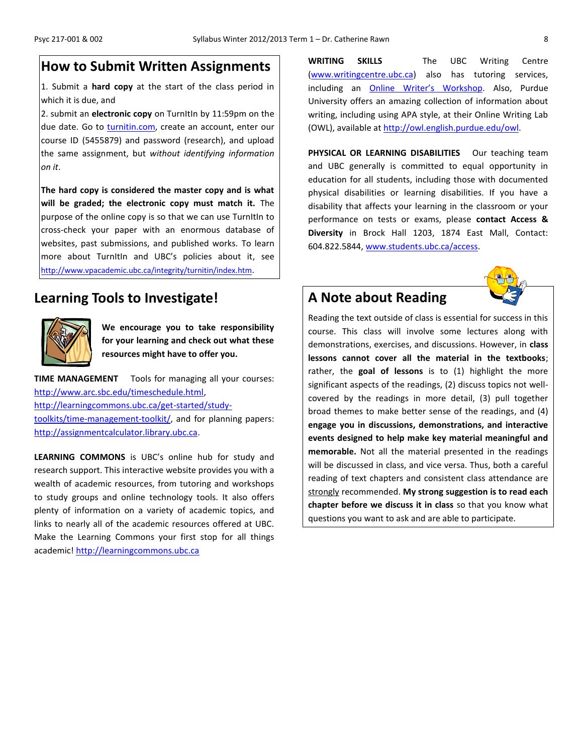## How to Submit Written Assignments

1. Submit a **hard copy** at the start of the class period in which it is due, and
2. submit an **electronic copy** on TurnItIn by 11:59pm on the due date. Go to turnitin.com, create an account, enter our course ID (5455879) and password (research), and upload the same assignment, but *without identifying information on it*.

**The hard copy is considered the master copy and is what will be graded; the electronic copy must match it.** The purpose of the online copy is so that we can use TurnItIn to cross-check your paper with an enormous database of websites, past submissions, and published works. To learn more about TurnItIn and UBC's policies about it, see http://www.vpacademic.ubc.ca/integrity/turnitin/index.htm.

## Learning Tools to Investigate!

**We encourage you to take responsibility for your learning and check out what these resources might have to offer you.**

**TIME MANAGEMENT** Tools for managing all your courses: http://www.arc.sbc.edu/timeschedule.html, http://learningcommons.ubc.ca/get-started/study-toolkits/time-management-toolkit/, and for planning papers: http://assignmentcalculator.library.ubc.ca.

**LEARNING COMMONS** is UBC's online hub for study and research support. This interactive website provides you with a wealth of academic resources, from tutoring and workshops to study groups and online technology tools. It also offers plenty of information on a variety of academic topics, and links to nearly all of the academic resources offered at UBC. Make the Learning Commons your first stop for all things academic! http://learningcommons.ubc.ca

**WRITING SKILLS** The UBC Writing Centre (www.writingcentre.ubc.ca) also has tutoring services, including an Online Writer's Workshop. Also, Purdue University offers an amazing collection of information about writing, including using APA style, at their Online Writing Lab (OWL), available at http://owl.english.purdue.edu/owl.

**PHYSICAL OR LEARNING DISABILITIES** Our teaching team and UBC generally is committed to equal opportunity in education for all students, including those with documented physical disabilities or learning disabilities. If you have a disability that affects your learning in the classroom or your performance on tests or exams, please **contact Access & Diversity** in Brock Hall 1203, 1874 East Mall, Contact: 604.822.5844, www.students.ubc.ca/access.

## A Note about Reading

Reading the text outside of class is essential for success in this course. This class will involve some lectures along with demonstrations, exercises, and discussions. However, in **class lessons cannot cover all the material in the textbooks**; rather, the **goal of lessons** is to (1) highlight the more significant aspects of the readings, (2) discuss topics not well-covered by the readings in more detail, (3) pull together broad themes to make better sense of the readings, and (4) **engage you in discussions, demonstrations, and interactive events designed to help make key material meaningful and memorable.** Not all the material presented in the readings will be discussed in class, and vice versa. Thus, both a careful reading of text chapters and consistent class attendance are strongly recommended. **My strong suggestion is to read each chapter before we discuss it in class** so that you know what questions you want to ask and are able to participate.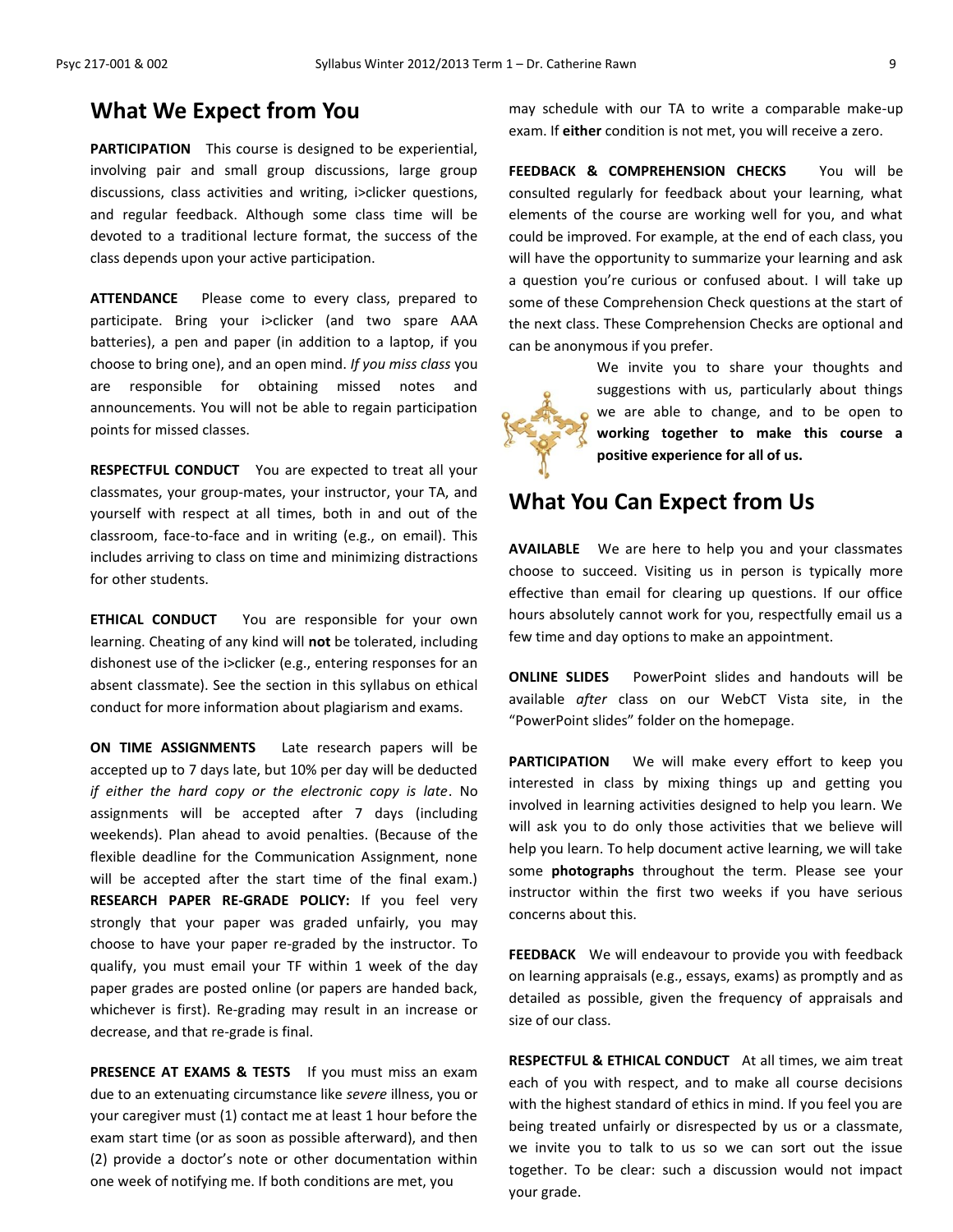## What We Expect from You

**PARTICIPATION** This course is designed to be experiential, involving pair and small group discussions, large group discussions, class activities and writing, i>clicker questions, and regular feedback. Although some class time will be devoted to a traditional lecture format, the success of the class depends upon your active participation.

**ATTENDANCE** Please come to every class, prepared to participate. Bring your i>clicker (and two spare AAA batteries), a pen and paper (in addition to a laptop, if you choose to bring one), and an open mind. *If you miss class* you are responsible for obtaining missed notes and announcements. You will not be able to regain participation points for missed classes.

**RESPECTFUL CONDUCT** You are expected to treat all your classmates, your group-mates, your instructor, your TA, and yourself with respect at all times, both in and out of the classroom, face-to-face and in writing (e.g., on email). This includes arriving to class on time and minimizing distractions for other students.

**ETHICAL CONDUCT** You are responsible for your own learning. Cheating of any kind will **not** be tolerated, including dishonest use of the i>clicker (e.g., entering responses for an absent classmate). See the section in this syllabus on ethical conduct for more information about plagiarism and exams.

**ON TIME ASSIGNMENTS** Late research papers will be accepted up to 7 days late, but 10% per day will be deducted *if either the hard copy or the electronic copy is late*. No assignments will be accepted after 7 days (including weekends). Plan ahead to avoid penalties. (Because of the flexible deadline for the Communication Assignment, none will be accepted after the start time of the final exam.) **RESEARCH PAPER RE-GRADE POLICY:** If you feel very strongly that your paper was graded unfairly, you may choose to have your paper re-graded by the instructor. To qualify, you must email your TF within 1 week of the day paper grades are posted online (or papers are handed back, whichever is first). Re-grading may result in an increase or decrease, and that re-grade is final.

**PRESENCE AT EXAMS & TESTS** If you must miss an exam due to an extenuating circumstance like *severe* illness, you or your caregiver must (1) contact me at least 1 hour before the exam start time (or as soon as possible afterward), and then (2) provide a doctor's note or other documentation within one week of notifying me. If both conditions are met, you may schedule with our TA to write a comparable make-up exam. If **either** condition is not met, you will receive a zero.

**FEEDBACK & COMPREHENSION CHECKS** You will be consulted regularly for feedback about your learning, what elements of the course are working well for you, and what could be improved. For example, at the end of each class, you will have the opportunity to summarize your learning and ask a question you're curious or confused about. I will take up some of these Comprehension Check questions at the start of the next class. These Comprehension Checks are optional and can be anonymous if you prefer.

We invite you to share your thoughts and suggestions with us, particularly about things we are able to change, and to be open to **working together to make this course a positive experience for all of us.**

## What You Can Expect from Us

**AVAILABLE** We are here to help you and your classmates choose to succeed. Visiting us in person is typically more effective than email for clearing up questions. If our office hours absolutely cannot work for you, respectfully email us a few time and day options to make an appointment.

**ONLINE SLIDES** PowerPoint slides and handouts will be available *after* class on our WebCT Vista site, in the "PowerPoint slides" folder on the homepage.

**PARTICIPATION** We will make every effort to keep you interested in class by mixing things up and getting you involved in learning activities designed to help you learn. We will ask you to do only those activities that we believe will help you learn. To help document active learning, we will take some **photographs** throughout the term. Please see your instructor within the first two weeks if you have serious concerns about this.

**FEEDBACK** We will endeavour to provide you with feedback on learning appraisals (e.g., essays, exams) as promptly and as detailed as possible, given the frequency of appraisals and size of our class.

**RESPECTFUL & ETHICAL CONDUCT** At all times, we aim treat each of you with respect, and to make all course decisions with the highest standard of ethics in mind. If you feel you are being treated unfairly or disrespected by us or a classmate, we invite you to talk to us so we can sort out the issue together. To be clear: such a discussion would not impact your grade.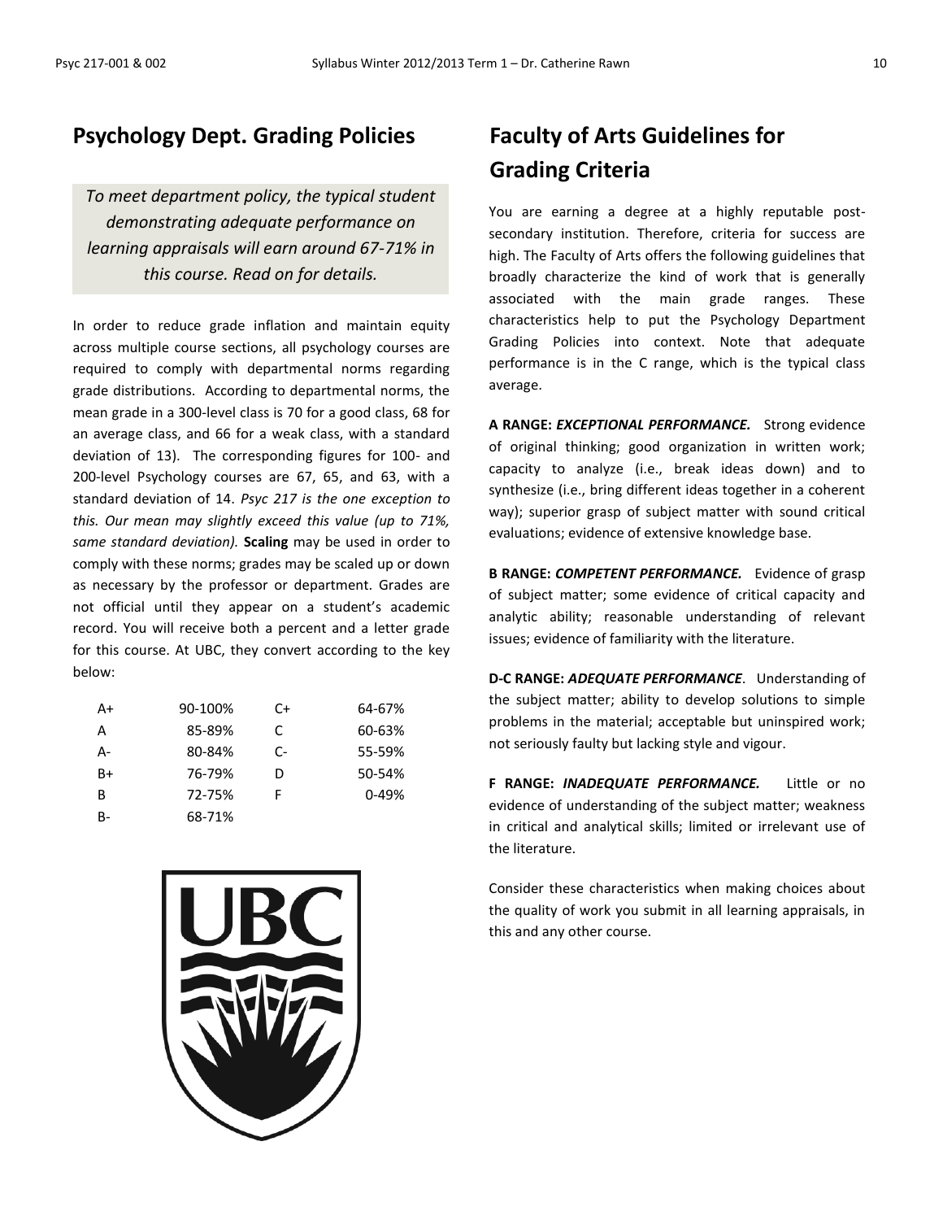## Psychology Dept. Grading Policies

*To meet department policy, the typical student demonstrating adequate performance on learning appraisals will earn around 67-71% in this course. Read on for details.*

In order to reduce grade inflation and maintain equity across multiple course sections, all psychology courses are required to comply with departmental norms regarding grade distributions. According to departmental norms, the mean grade in a 300-level class is 70 for a good class, 68 for an average class, and 66 for a weak class, with a standard deviation of 13). The corresponding figures for 100- and 200-level Psychology courses are 67, 65, and 63, with a standard deviation of 14. *Psyc 217 is the one exception to this. Our mean may slightly exceed this value (up to 71%, same standard deviation).* **Scaling** may be used in order to comply with these norms; grades may be scaled up or down as necessary by the professor or department. Grades are not official until they appear on a student's academic record. You will receive both a percent and a letter grade for this course. At UBC, they convert according to the key below:

| | | | |
|---|---|---|---|
| A+ | 90-100% | C+ | 64-67% |
| A | 85-89% | C | 60-63% |
| A- | 80-84% | C- | 55-59% |
| B+ | 76-79% | D | 50-54% |
| B | 72-75% | F | 0-49% |
| B- | 68-71% | | |

## Faculty of Arts Guidelines for Grading Criteria

You are earning a degree at a highly reputable post-secondary institution. Therefore, criteria for success are high. The Faculty of Arts offers the following guidelines that broadly characterize the kind of work that is generally associated with the main grade ranges. These characteristics help to put the Psychology Department Grading Policies into context. Note that adequate performance is in the C range, which is the typical class average.

**A RANGE: *EXCEPTIONAL PERFORMANCE.*** Strong evidence of original thinking; good organization in written work; capacity to analyze (i.e., break ideas down) and to synthesize (i.e., bring different ideas together in a coherent way); superior grasp of subject matter with sound critical evaluations; evidence of extensive knowledge base.

**B RANGE: *COMPETENT PERFORMANCE.*** Evidence of grasp of subject matter; some evidence of critical capacity and analytic ability; reasonable understanding of relevant issues; evidence of familiarity with the literature.

**D-C RANGE: *ADEQUATE PERFORMANCE*.** Understanding of the subject matter; ability to develop solutions to simple problems in the material; acceptable but uninspired work; not seriously faulty but lacking style and vigour.

**F RANGE: *INADEQUATE PERFORMANCE.*** Little or no evidence of understanding of the subject matter; weakness in critical and analytical skills; limited or irrelevant use of the literature.

Consider these characteristics when making choices about the quality of work you submit in all learning appraisals, in this and any other course.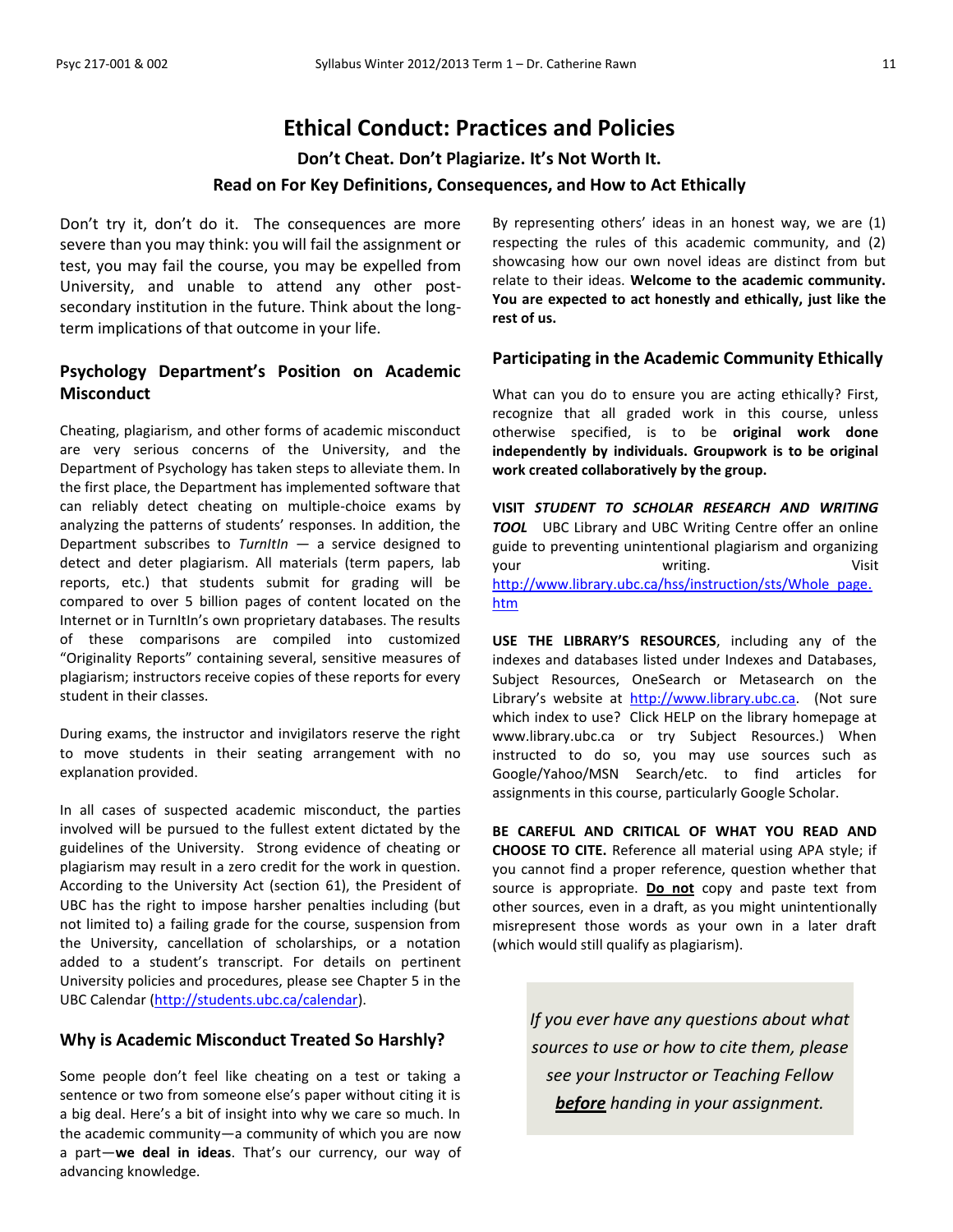# Ethical Conduct: Practices and Policies

### Don't Cheat. Don't Plagiarize. It's Not Worth It.

### Read on For Key Definitions, Consequences, and How to Act Ethically

Don't try it, don't do it. The consequences are more severe than you may think: you will fail the assignment or test, you may fail the course, you may be expelled from University, and unable to attend any other post-secondary institution in the future. Think about the long-term implications of that outcome in your life.

## Psychology Department's Position on Academic Misconduct

Cheating, plagiarism, and other forms of academic misconduct are very serious concerns of the University, and the Department of Psychology has taken steps to alleviate them. In the first place, the Department has implemented software that can reliably detect cheating on multiple-choice exams by analyzing the patterns of students' responses. In addition, the Department subscribes to *TurnItIn* — a service designed to detect and deter plagiarism. All materials (term papers, lab reports, etc.) that students submit for grading will be compared to over 5 billion pages of content located on the Internet or in TurnItIn's own proprietary databases. The results of these comparisons are compiled into customized "Originality Reports" containing several, sensitive measures of plagiarism; instructors receive copies of these reports for every student in their classes.

During exams, the instructor and invigilators reserve the right to move students in their seating arrangement with no explanation provided.

In all cases of suspected academic misconduct, the parties involved will be pursued to the fullest extent dictated by the guidelines of the University. Strong evidence of cheating or plagiarism may result in a zero credit for the work in question. According to the University Act (section 61), the President of UBC has the right to impose harsher penalties including (but not limited to) a failing grade for the course, suspension from the University, cancellation of scholarships, or a notation added to a student's transcript. For details on pertinent University policies and procedures, please see Chapter 5 in the UBC Calendar (http://students.ubc.ca/calendar).

## Why is Academic Misconduct Treated So Harshly?

Some people don't feel like cheating on a test or taking a sentence or two from someone else's paper without citing it is a big deal. Here's a bit of insight into why we care so much. In the academic community—a community of which you are now a part—**we deal in ideas**. That's our currency, our way of advancing knowledge.

By representing others' ideas in an honest way, we are (1) respecting the rules of this academic community, and (2) showcasing how our own novel ideas are distinct from but relate to their ideas. **Welcome to the academic community. You are expected to act honestly and ethically, just like the rest of us.**

## Participating in the Academic Community Ethically

What can you do to ensure you are acting ethically? First, recognize that all graded work in this course, unless otherwise specified, is to be **original work done independently by individuals. Groupwork is to be original work created collaboratively by the group.**

**VISIT *STUDENT TO SCHOLAR RESEARCH AND WRITING TOOL*** UBC Library and UBC Writing Centre offer an online guide to preventing unintentional plagiarism and organizing your writing. Visit http://www.library.ubc.ca/hss/instruction/sts/Whole_page.htm

**USE THE LIBRARY'S RESOURCES**, including any of the indexes and databases listed under Indexes and Databases, Subject Resources, OneSearch or Metasearch on the Library's website at http://www.library.ubc.ca. (Not sure which index to use? Click HELP on the library homepage at www.library.ubc.ca or try Subject Resources.) When instructed to do so, you may use sources such as Google/Yahoo/MSN Search/etc. to find articles for assignments in this course, particularly Google Scholar.

**BE CAREFUL AND CRITICAL OF WHAT YOU READ AND CHOOSE TO CITE.** Reference all material using APA style; if you cannot find a proper reference, question whether that source is appropriate. **Do not** copy and paste text from other sources, even in a draft, as you might unintentionally misrepresent those words as your own in a later draft (which would still qualify as plagiarism).

*If you ever have any questions about what sources to use or how to cite them, please see your Instructor or Teaching Fellow **before** handing in your assignment.*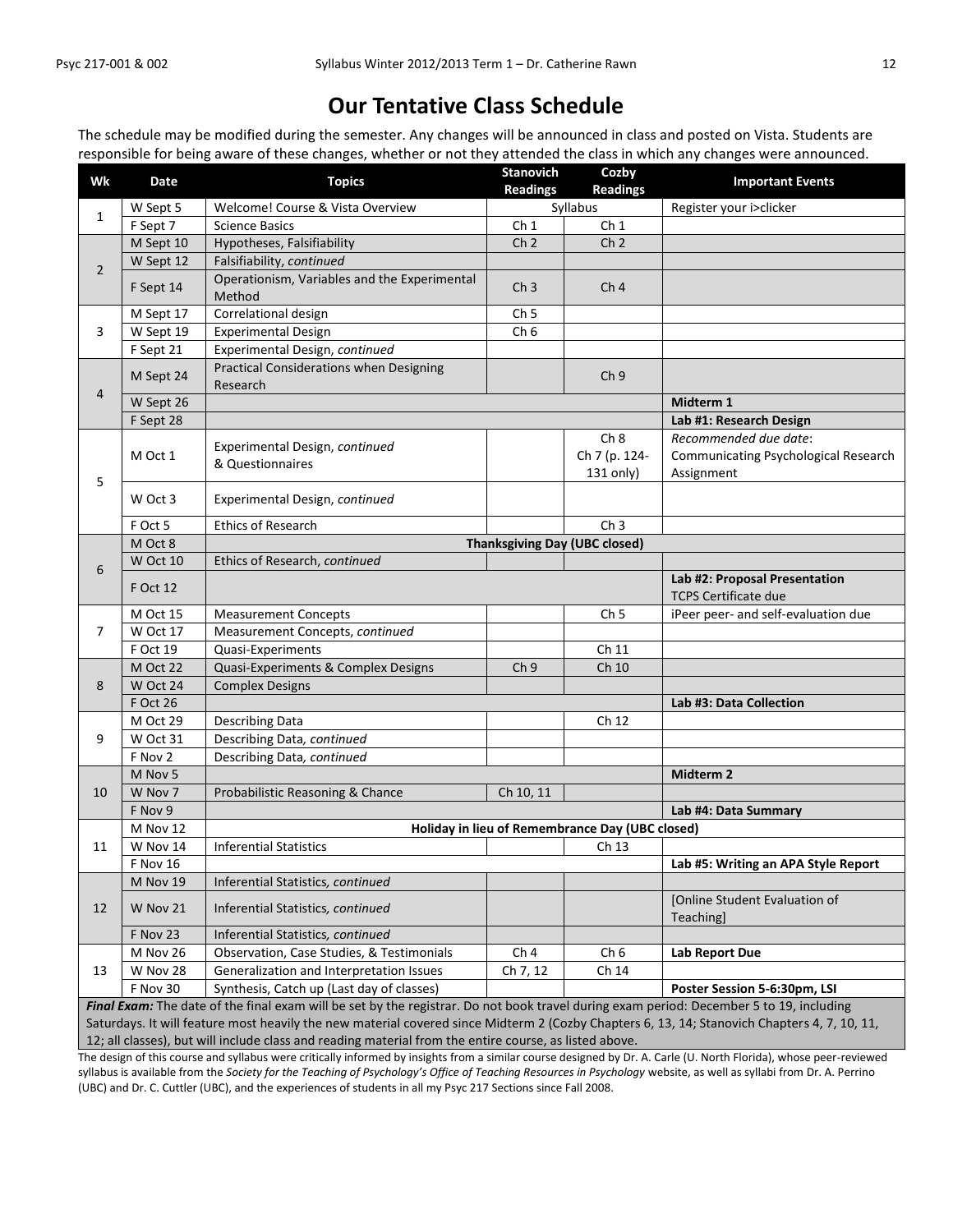# Our Tentative Class Schedule

The schedule may be modified during the semester. Any changes will be announced in class and posted on Vista. Students are responsible for being aware of these changes, whether or not they attended the class in which any changes were announced.

| Wk | Date | Topics | Stanovich Readings | Cozby Readings | Important Events |
|---|---|---|---|---|---|
| 1 | W Sept 5 | Welcome! Course & Vista Overview | Syllabus | | Register your i>clicker |
| | F Sept 7 | Science Basics | Ch 1 | Ch 1 | |
| 2 | M Sept 10 | Hypotheses, Falsifiability | Ch 2 | Ch 2 | |
| | W Sept 12 | Falsifiability, *continued* | | | |
| | F Sept 14 | Operationism, Variables and the Experimental Method | Ch 3 | Ch 4 | |
| 3 | M Sept 17 | Correlational design | Ch 5 | | |
| | W Sept 19 | Experimental Design | Ch 6 | | |
| | F Sept 21 | Experimental Design, *continued* | | | |
| 4 | M Sept 24 | Practical Considerations when Designing Research | | Ch 9 | |
| | W Sept 26 | | | | **Midterm 1** |
| | F Sept 28 | | | | **Lab #1: Research Design** |
| 5 | M Oct 1 | Experimental Design, *continued* & Questionnaires | | Ch 8 Ch 7 (p. 124-131 only) | *Recommended due date*: Communicating Psychological Research Assignment |
| | W Oct 3 | Experimental Design, *continued* | | | |
| | F Oct 5 | Ethics of Research | | Ch 3 | |
| 6 | M Oct 8 | **Thanksgiving Day (UBC closed)** | | | |
| | W Oct 10 | Ethics of Research, *continued* | | | |
| | F Oct 12 | | | | **Lab #2: Proposal Presentation** TCPS Certificate due |
| 7 | M Oct 15 | Measurement Concepts | | Ch 5 | iPeer peer- and self-evaluation due |
| | W Oct 17 | Measurement Concepts, *continued* | | | |
| | F Oct 19 | Quasi-Experiments | | Ch 11 | |
| 8 | M Oct 22 | Quasi-Experiments & Complex Designs | Ch 9 | Ch 10 | |
| | W Oct 24 | Complex Designs | | | |
| | F Oct 26 | | | | **Lab #3: Data Collection** |
| 9 | M Oct 29 | Describing Data | | Ch 12 | |
| | W Oct 31 | Describing Data, *continued* | | | |
| | F Nov 2 | Describing Data, *continued* | | | |
| 10 | M Nov 5 | | | | **Midterm 2** |
| | W Nov 7 | Probabilistic Reasoning & Chance | Ch 10, 11 | | |
| | F Nov 9 | | | | **Lab #4: Data Summary** |
| 11 | M Nov 12 | **Holiday in lieu of Remembrance Day (UBC closed)** | | | |
| | W Nov 14 | Inferential Statistics | | Ch 13 | |
| | F Nov 16 | | | | **Lab #5: Writing an APA Style Report** |
| 12 | M Nov 19 | Inferential Statistics, *continued* | | | |
| | W Nov 21 | Inferential Statistics, *continued* | | | [Online Student Evaluation of Teaching] |
| | F Nov 23 | Inferential Statistics, *continued* | | | |
| 13 | M Nov 26 | Observation, Case Studies, & Testimonials | Ch 4 | Ch 6 | **Lab Report Due** |
| | W Nov 28 | Generalization and Interpretation Issues | Ch 7, 12 | Ch 14 | |
| | F Nov 30 | Synthesis, Catch up (Last day of classes) | | | **Poster Session 5-6:30pm, LSI** |

***Final Exam:*** The date of the final exam will be set by the registrar. Do not book travel during exam period: December 5 to 19, including Saturdays. It will feature most heavily the new material covered since Midterm 2 (Cozby Chapters 6, 13, 14; Stanovich Chapters 4, 7, 10, 11, 12; all classes), but will include class and reading material from the entire course, as listed above.

The design of this course and syllabus were critically informed by insights from a similar course designed by Dr. A. Carle (U. North Florida), whose peer-reviewed syllabus is available from the *Society for the Teaching of Psychology's Office of Teaching Resources in Psychology* website, as well as syllabi from Dr. A. Perrino (UBC) and Dr. C. Cuttler (UBC), and the experiences of students in all my Psyc 217 Sections since Fall 2008.